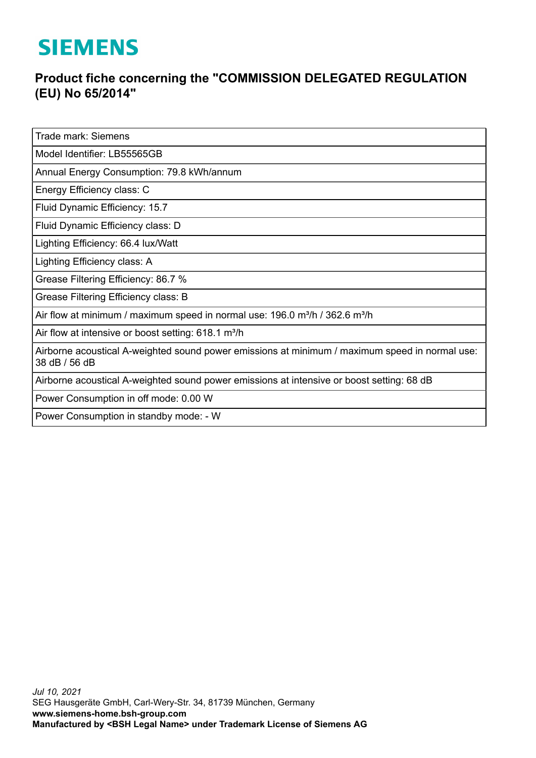# SIEMENS

## Product fiche concerning the "COMMISSION DELEGATED REGULATION (EU) No 65/2014"

| Trade mark: Siemens |
|---|
| Model Identifier: LB55565GB |
| Annual Energy Consumption: 79.8 kWh/annum |
| Energy Efficiency class: C |
| Fluid Dynamic Efficiency: 15.7 |
| Fluid Dynamic Efficiency class: D |
| Lighting Efficiency: 66.4 lux/Watt |
| Lighting Efficiency class: A |
| Grease Filtering Efficiency: 86.7 % |
| Grease Filtering Efficiency class: B |
| Air flow at minimum / maximum speed in normal use: 196.0 m³/h / 362.6 m³/h |
| Air flow at intensive or boost setting: 618.1 m³/h |
| Airborne acoustical A-weighted sound power emissions at minimum / maximum speed in normal use: 38 dB / 56 dB |
| Airborne acoustical A-weighted sound power emissions at intensive or boost setting: 68 dB |
| Power Consumption in off mode: 0.00 W |
| Power Consumption in standby mode: - W |

*Jul 10, 2021*
SEG Hausgeräte GmbH, Carl-Wery-Str. 34, 81739 München, Germany
**www.siemens-home.bsh-group.com**
**Manufactured by <BSH Legal Name> under Trademark License of Siemens AG**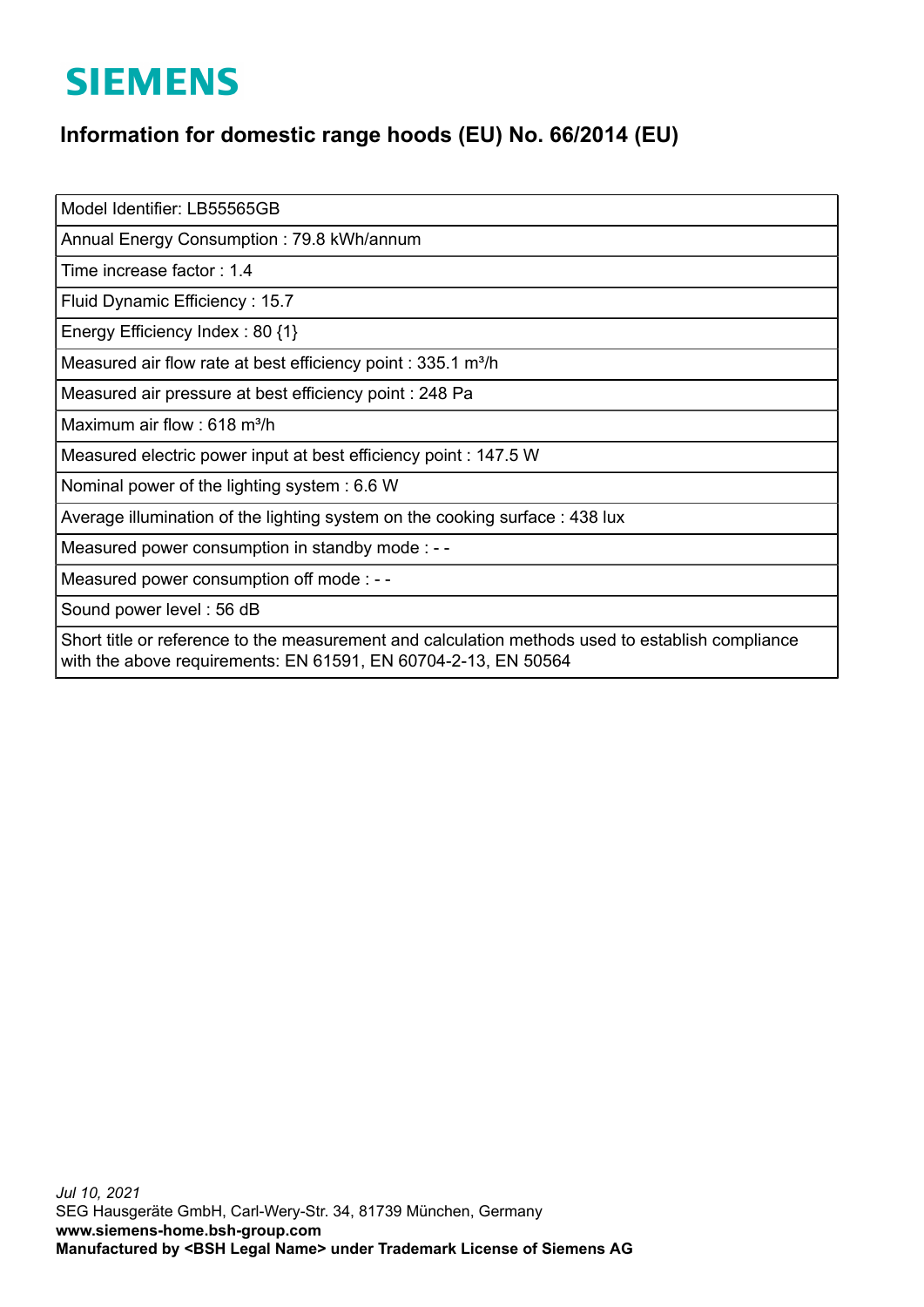SIEMENS

## Information for domestic range hoods (EU) No. 66/2014 (EU)

| |
|---|
| Model Identifier: LB55565GB |
| Annual Energy Consumption : 79.8 kWh/annum |
| Time increase factor : 1.4 |
| Fluid Dynamic Efficiency : 15.7 |
| Energy Efficiency Index : 80 {1} |
| Measured air flow rate at best efficiency point : 335.1 m³/h |
| Measured air pressure at best efficiency point : 248 Pa |
| Maximum air flow : 618 m³/h |
| Measured electric power input at best efficiency point : 147.5 W |
| Nominal power of the lighting system : 6.6 W |
| Average illumination of the lighting system on the cooking surface : 438 lux |
| Measured power consumption in standby mode : - - |
| Measured power consumption off mode : - - |
| Sound power level : 56 dB |
| Short title or reference to the measurement and calculation methods used to establish compliance with the above requirements: EN 61591, EN 60704-2-13, EN 50564 |

*Jul 10, 2021*
SEG Hausgeräte GmbH, Carl-Wery-Str. 34, 81739 München, Germany
**www.siemens-home.bsh-group.com**
**Manufactured by <BSH Legal Name> under Trademark License of Siemens AG**